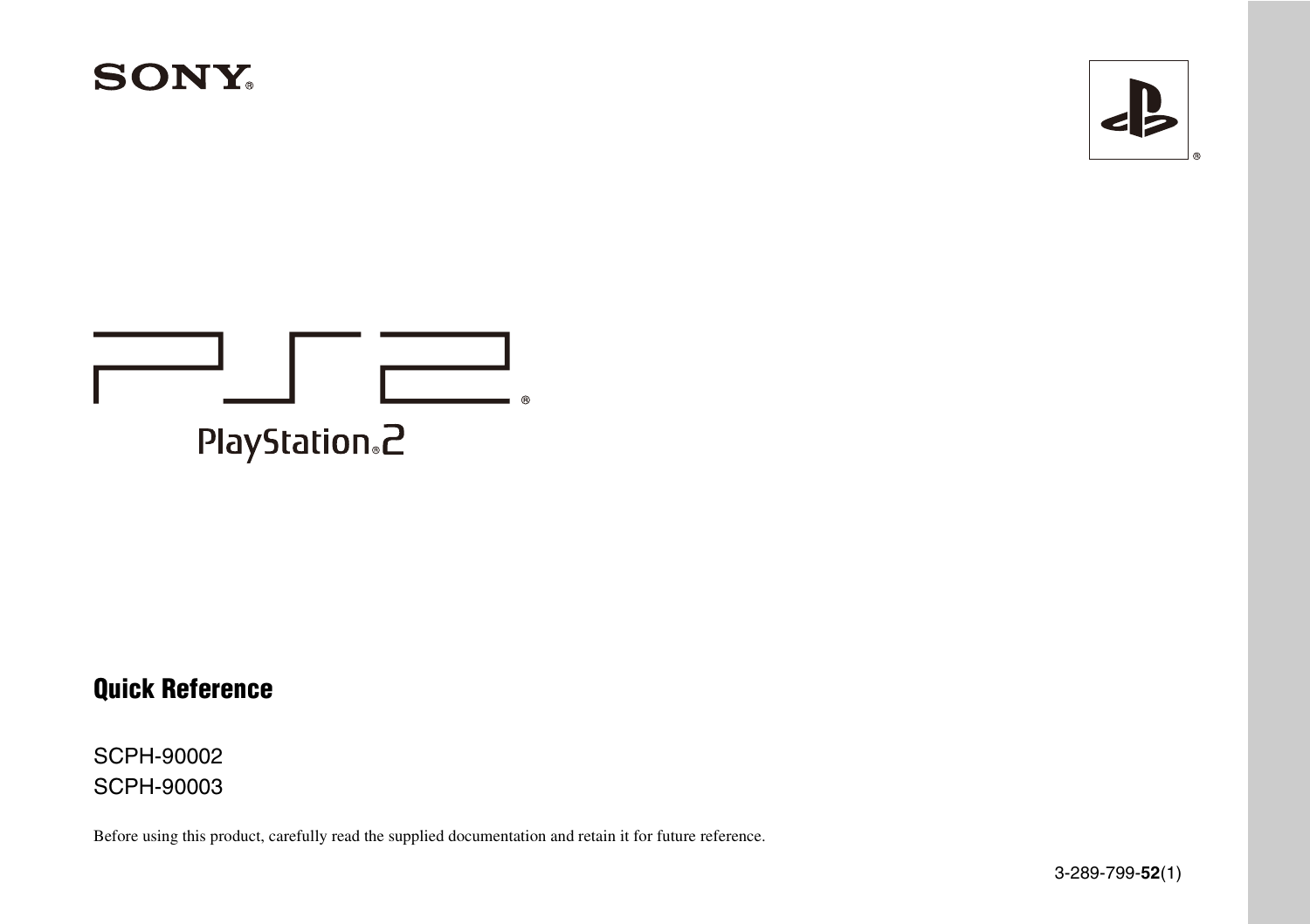SONY®

PS2®

PlayStation®2

# Quick Reference

SCPH-90002

SCPH-90003

Before using this product, carefully read the supplied documentation and retain it for future reference.

3-289-799-**52**(1)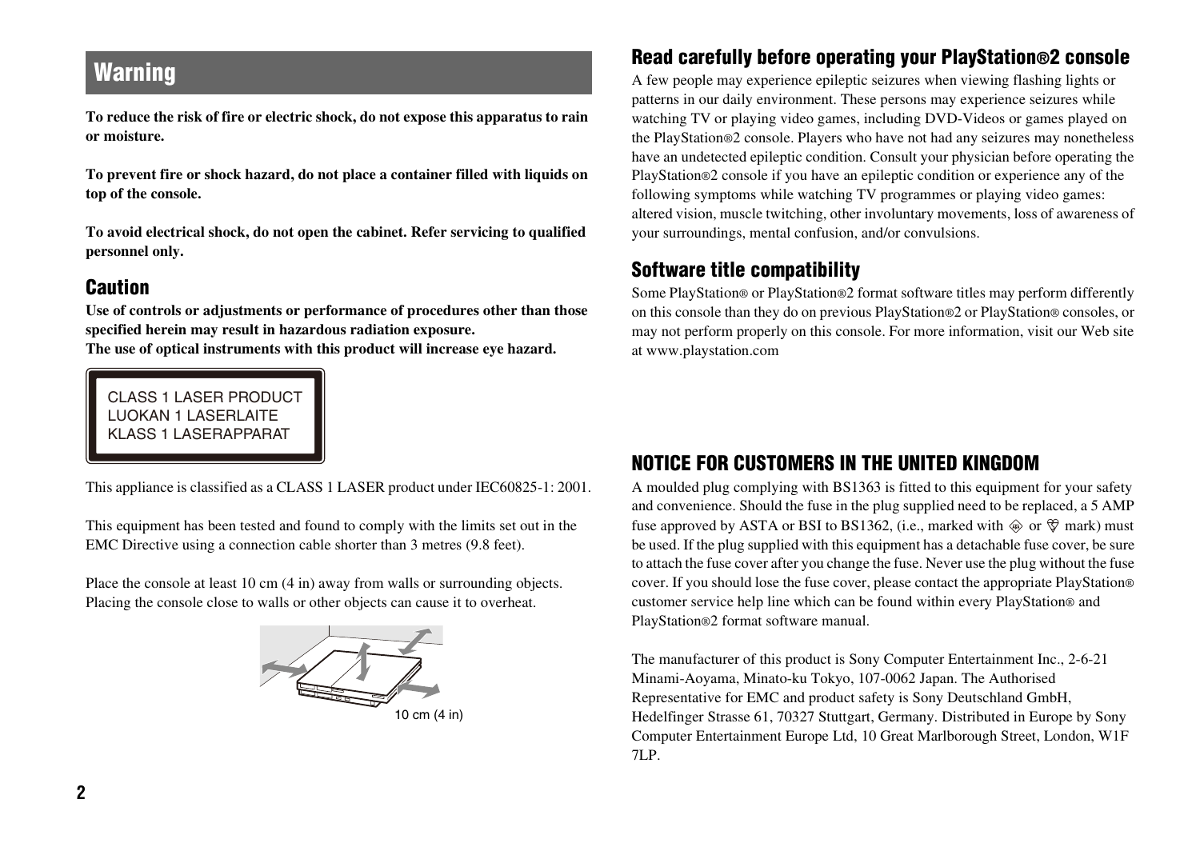## Warning

**To reduce the risk of fire or electric shock, do not expose this apparatus to rain or moisture.**

**To prevent fire or shock hazard, do not place a container filled with liquids on top of the console.**

**To avoid electrical shock, do not open the cabinet. Refer servicing to qualified personnel only.**

### Caution

**Use of controls or adjustments or performance of procedures other than those specified herein may result in hazardous radiation exposure.**
**The use of optical instruments with this product will increase eye hazard.**

CLASS 1 LASER PRODUCT
LUOKAN 1 LASERLAITE
KLASS 1 LASERAPPARAT

This appliance is classified as a CLASS 1 LASER product under IEC60825-1: 2001.

This equipment has been tested and found to comply with the limits set out in the EMC Directive using a connection cable shorter than 3 metres (9.8 feet).

Place the console at least 10 cm (4 in) away from walls or surrounding objects. Placing the console close to walls or other objects can cause it to overheat.

10 cm (4 in)

### Read carefully before operating your PlayStation®2 console

A few people may experience epileptic seizures when viewing flashing lights or patterns in our daily environment. These persons may experience seizures while watching TV or playing video games, including DVD-Videos or games played on the PlayStation®2 console. Players who have not had any seizures may nonetheless have an undetected epileptic condition. Consult your physician before operating the PlayStation®2 console if you have an epileptic condition or experience any of the following symptoms while watching TV programmes or playing video games: altered vision, muscle twitching, other involuntary movements, loss of awareness of your surroundings, mental confusion, and/or convulsions.

### Software title compatibility

Some PlayStation® or PlayStation®2 format software titles may perform differently on this console than they do on previous PlayStation®2 or PlayStation® consoles, or may not perform properly on this console. For more information, visit our Web site at www.playstation.com

### NOTICE FOR CUSTOMERS IN THE UNITED KINGDOM

A moulded plug complying with BS1363 is fitted to this equipment for your safety and convenience. Should the fuse in the plug supplied need to be replaced, a 5 AMP fuse approved by ASTA or BSI to BS1362, (i.e., marked with ⓐ or ♡ mark) must be used. If the plug supplied with this equipment has a detachable fuse cover, be sure to attach the fuse cover after you change the fuse. Never use the plug without the fuse cover. If you should lose the fuse cover, please contact the appropriate PlayStation® customer service help line which can be found within every PlayStation® and PlayStation®2 format software manual.

The manufacturer of this product is Sony Computer Entertainment Inc., 2-6-21 Minami-Aoyama, Minato-ku Tokyo, 107-0062 Japan. The Authorised Representative for EMC and product safety is Sony Deutschland GmbH, Hedelfinger Strasse 61, 70327 Stuttgart, Germany. Distributed in Europe by Sony Computer Entertainment Europe Ltd, 10 Great Marlborough Street, London, W1F 7LP.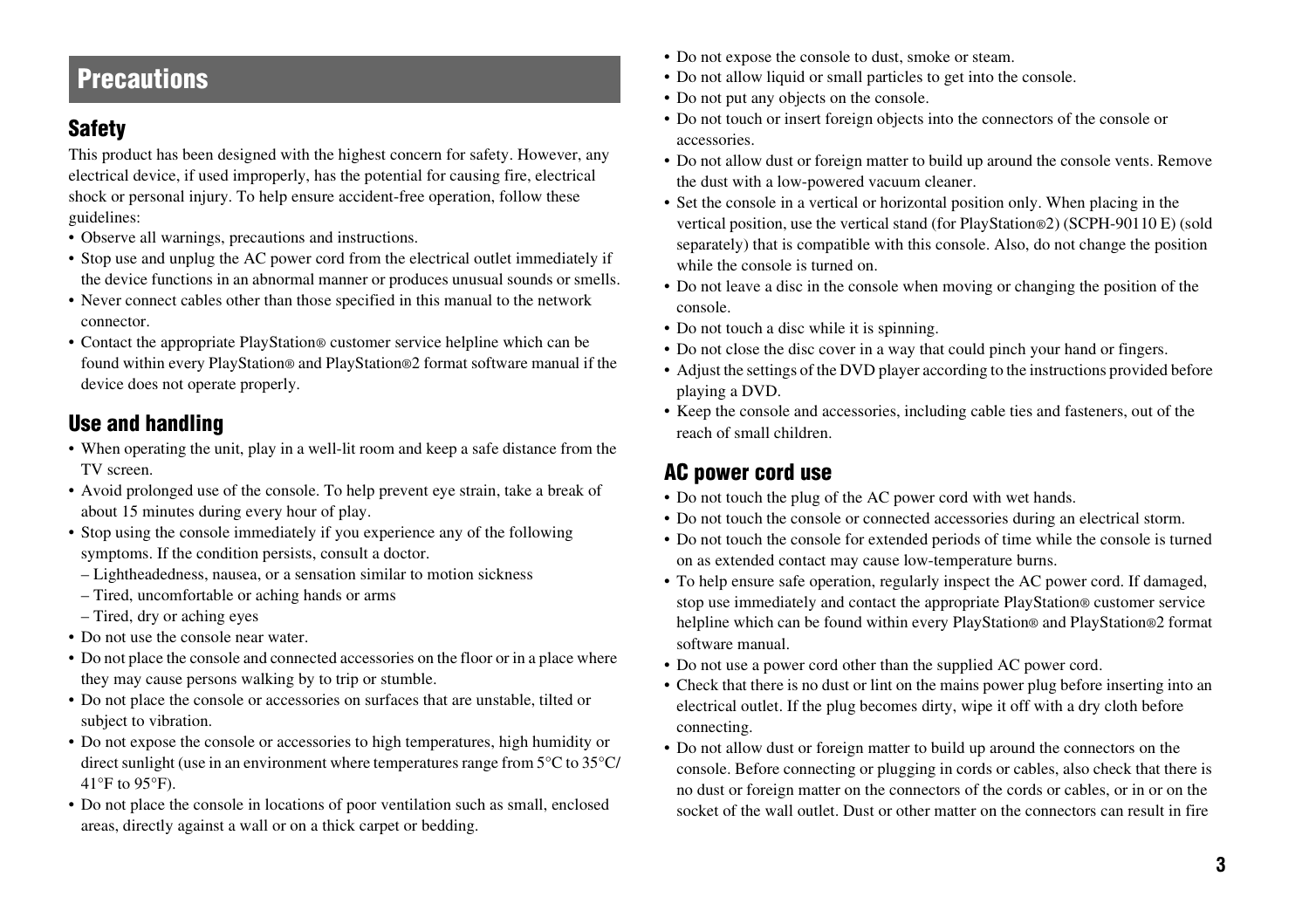# Precautions

## Safety

This product has been designed with the highest concern for safety. However, any electrical device, if used improperly, has the potential for causing fire, electrical shock or personal injury. To help ensure accident-free operation, follow these guidelines:

- Observe all warnings, precautions and instructions.
- Stop use and unplug the AC power cord from the electrical outlet immediately if the device functions in an abnormal manner or produces unusual sounds or smells.
- Never connect cables other than those specified in this manual to the network connector.
- Contact the appropriate PlayStation® customer service helpline which can be found within every PlayStation® and PlayStation®2 format software manual if the device does not operate properly.

## Use and handling

- When operating the unit, play in a well-lit room and keep a safe distance from the TV screen.
- Avoid prolonged use of the console. To help prevent eye strain, take a break of about 15 minutes during every hour of play.
- Stop using the console immediately if you experience any of the following symptoms. If the condition persists, consult a doctor.
  - Lightheadedness, nausea, or a sensation similar to motion sickness
  - Tired, uncomfortable or aching hands or arms
  - Tired, dry or aching eyes
- Do not use the console near water.
- Do not place the console and connected accessories on the floor or in a place where they may cause persons walking by to trip or stumble.
- Do not place the console or accessories on surfaces that are unstable, tilted or subject to vibration.
- Do not expose the console or accessories to high temperatures, high humidity or direct sunlight (use in an environment where temperatures range from 5°C to 35°C/ 41°F to 95°F).
- Do not place the console in locations of poor ventilation such as small, enclosed areas, directly against a wall or on a thick carpet or bedding.
- Do not expose the console to dust, smoke or steam.
- Do not allow liquid or small particles to get into the console.
- Do not put any objects on the console.
- Do not touch or insert foreign objects into the connectors of the console or accessories.
- Do not allow dust or foreign matter to build up around the console vents. Remove the dust with a low-powered vacuum cleaner.
- Set the console in a vertical or horizontal position only. When placing in the vertical position, use the vertical stand (for PlayStation®2) (SCPH-90110 E) (sold separately) that is compatible with this console. Also, do not change the position while the console is turned on.
- Do not leave a disc in the console when moving or changing the position of the console.
- Do not touch a disc while it is spinning.
- Do not close the disc cover in a way that could pinch your hand or fingers.
- Adjust the settings of the DVD player according to the instructions provided before playing a DVD.
- Keep the console and accessories, including cable ties and fasteners, out of the reach of small children.

## AC power cord use

- Do not touch the plug of the AC power cord with wet hands.
- Do not touch the console or connected accessories during an electrical storm.
- Do not touch the console for extended periods of time while the console is turned on as extended contact may cause low-temperature burns.
- To help ensure safe operation, regularly inspect the AC power cord. If damaged, stop use immediately and contact the appropriate PlayStation® customer service helpline which can be found within every PlayStation® and PlayStation®2 format software manual.
- Do not use a power cord other than the supplied AC power cord.
- Check that there is no dust or lint on the mains power plug before inserting into an electrical outlet. If the plug becomes dirty, wipe it off with a dry cloth before connecting.
- Do not allow dust or foreign matter to build up around the connectors on the console. Before connecting or plugging in cords or cables, also check that there is no dust or foreign matter on the connectors of the cords or cables, or in or on the socket of the wall outlet. Dust or other matter on the connectors can result in fire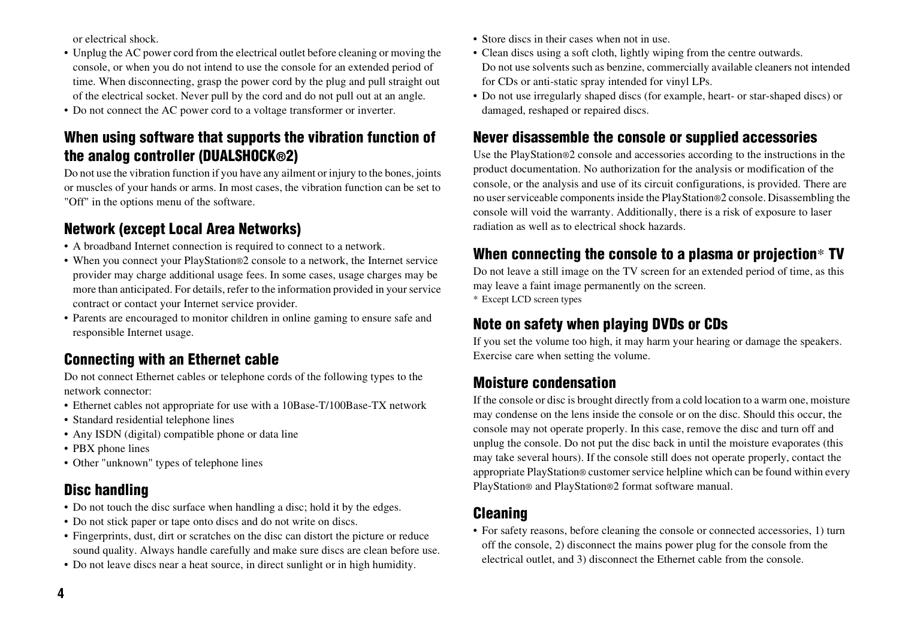or electrical shock.

- Unplug the AC power cord from the electrical outlet before cleaning or moving the console, or when you do not intend to use the console for an extended period of time. When disconnecting, grasp the power cord by the plug and pull straight out of the electrical socket. Never pull by the cord and do not pull out at an angle.
- Do not connect the AC power cord to a voltage transformer or inverter.

## When using software that supports the vibration function of the analog controller (DUALSHOCK®2)

Do not use the vibration function if you have any ailment or injury to the bones, joints or muscles of your hands or arms. In most cases, the vibration function can be set to "Off" in the options menu of the software.

## Network (except Local Area Networks)

- A broadband Internet connection is required to connect to a network.
- When you connect your PlayStation®2 console to a network, the Internet service provider may charge additional usage fees. In some cases, usage charges may be more than anticipated. For details, refer to the information provided in your service contract or contact your Internet service provider.
- Parents are encouraged to monitor children in online gaming to ensure safe and responsible Internet usage.

## Connecting with an Ethernet cable

Do not connect Ethernet cables or telephone cords of the following types to the network connector:

- Ethernet cables not appropriate for use with a 10Base-T/100Base-TX network
- Standard residential telephone lines
- Any ISDN (digital) compatible phone or data line
- PBX phone lines
- Other "unknown" types of telephone lines

## Disc handling

- Do not touch the disc surface when handling a disc; hold it by the edges.
- Do not stick paper or tape onto discs and do not write on discs.
- Fingerprints, dust, dirt or scratches on the disc can distort the picture or reduce sound quality. Always handle carefully and make sure discs are clean before use.
- Do not leave discs near a heat source, in direct sunlight or in high humidity.
- Store discs in their cases when not in use.
- Clean discs using a soft cloth, lightly wiping from the centre outwards. Do not use solvents such as benzine, commercially available cleaners not intended for CDs or anti-static spray intended for vinyl LPs.
- Do not use irregularly shaped discs (for example, heart- or star-shaped discs) or damaged, reshaped or repaired discs.

## Never disassemble the console or supplied accessories

Use the PlayStation®2 console and accessories according to the instructions in the product documentation. No authorization for the analysis or modification of the console, or the analysis and use of its circuit configurations, is provided. There are no user serviceable components inside the PlayStation®2 console. Disassembling the console will void the warranty. Additionally, there is a risk of exposure to laser radiation as well as to electrical shock hazards.

## When connecting the console to a plasma or projection* TV

Do not leave a still image on the TV screen for an extended period of time, as this may leave a faint image permanently on the screen.

\* Except LCD screen types

## Note on safety when playing DVDs or CDs

If you set the volume too high, it may harm your hearing or damage the speakers. Exercise care when setting the volume.

## Moisture condensation

If the console or disc is brought directly from a cold location to a warm one, moisture may condense on the lens inside the console or on the disc. Should this occur, the console may not operate properly. In this case, remove the disc and turn off and unplug the console. Do not put the disc back in until the moisture evaporates (this may take several hours). If the console still does not operate properly, contact the appropriate PlayStation® customer service helpline which can be found within every PlayStation® and PlayStation®2 format software manual.

## Cleaning

- For safety reasons, before cleaning the console or connected accessories, 1) turn off the console, 2) disconnect the mains power plug for the console from the electrical outlet, and 3) disconnect the Ethernet cable from the console.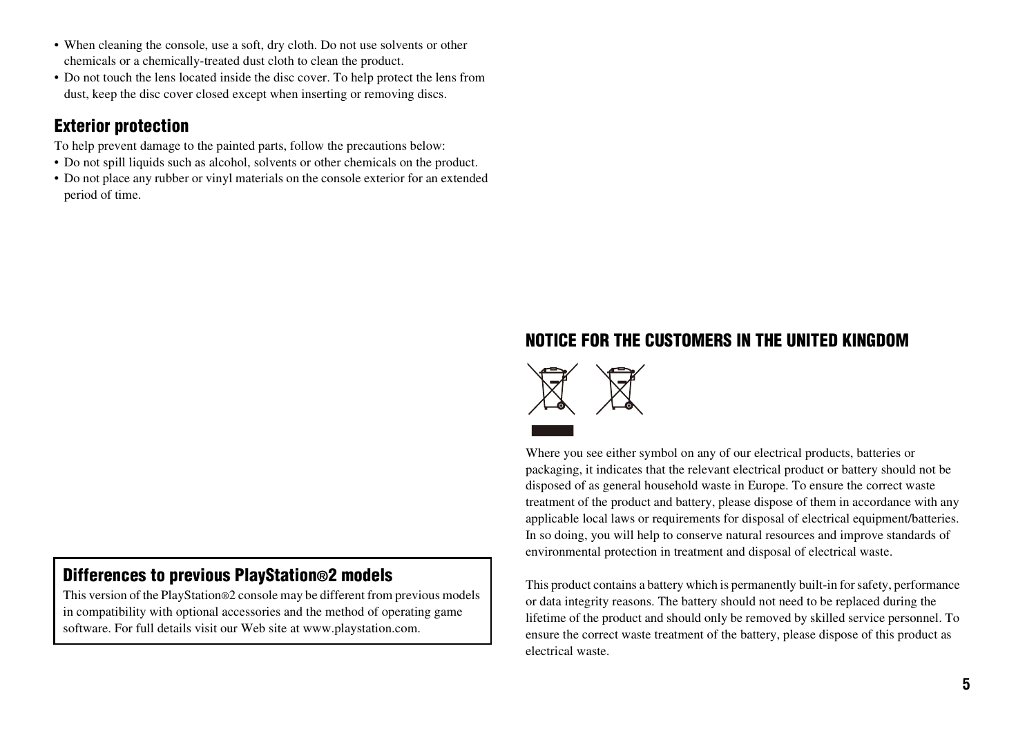- When cleaning the console, use a soft, dry cloth. Do not use solvents or other chemicals or a chemically-treated dust cloth to clean the product.
- Do not touch the lens located inside the disc cover. To help protect the lens from dust, keep the disc cover closed except when inserting or removing discs.

## Exterior protection

To help prevent damage to the painted parts, follow the precautions below:

- Do not spill liquids such as alcohol, solvents or other chemicals on the product.
- Do not place any rubber or vinyl materials on the console exterior for an extended period of time.

## Differences to previous PlayStation®2 models

This version of the PlayStation®2 console may be different from previous models in compatibility with optional accessories and the method of operating game software. For full details visit our Web site at www.playstation.com.

## NOTICE FOR THE CUSTOMERS IN THE UNITED KINGDOM

Where you see either symbol on any of our electrical products, batteries or packaging, it indicates that the relevant electrical product or battery should not be disposed of as general household waste in Europe. To ensure the correct waste treatment of the product and battery, please dispose of them in accordance with any applicable local laws or requirements for disposal of electrical equipment/batteries. In so doing, you will help to conserve natural resources and improve standards of environmental protection in treatment and disposal of electrical waste.

This product contains a battery which is permanently built-in for safety, performance or data integrity reasons. The battery should not need to be replaced during the lifetime of the product and should only be removed by skilled service personnel. To ensure the correct waste treatment of the battery, please dispose of this product as electrical waste.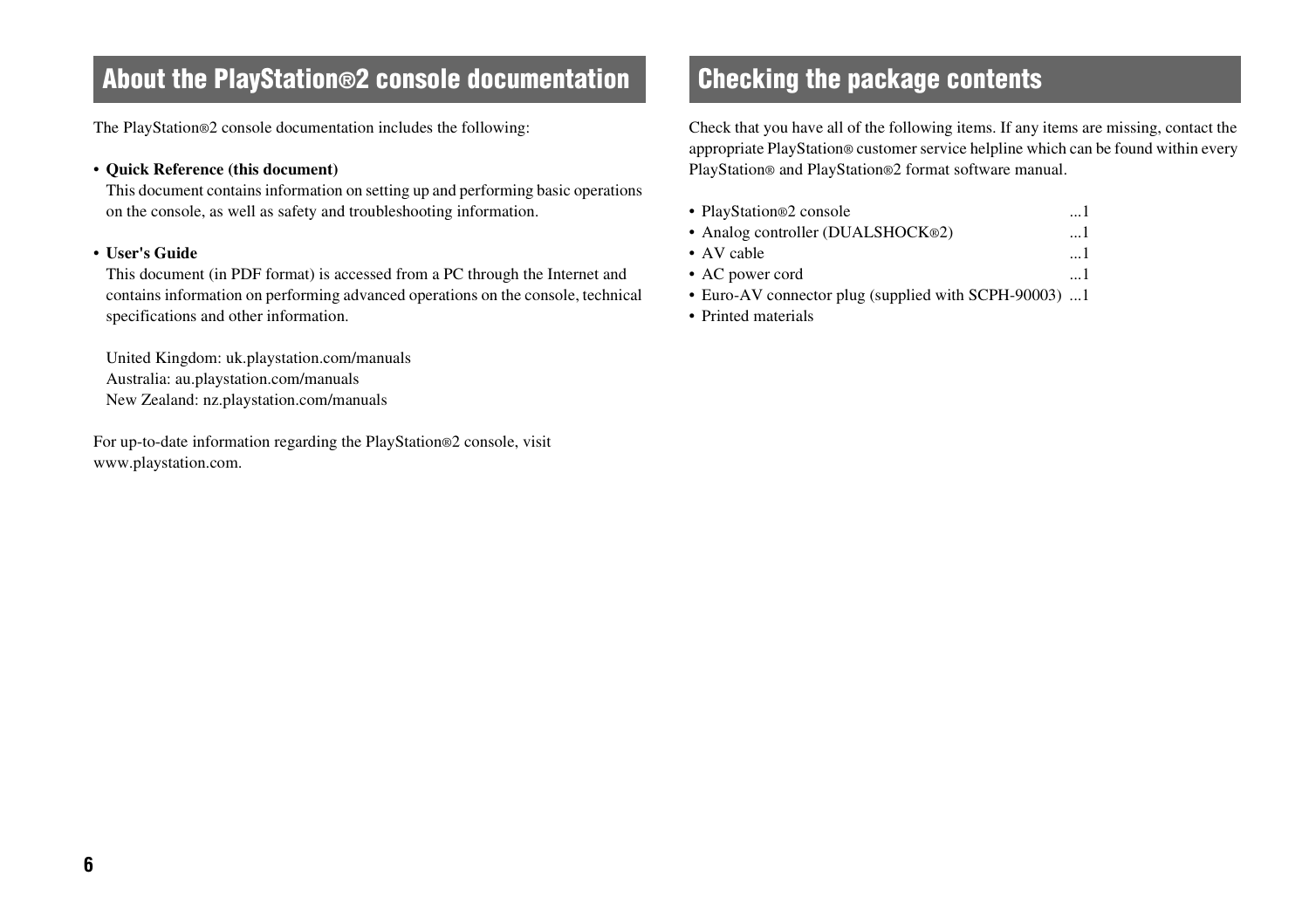## About the PlayStation®2 console documentation

The PlayStation®2 console documentation includes the following:

- **Quick Reference (this document)**
  This document contains information on setting up and performing basic operations on the console, as well as safety and troubleshooting information.

- **User's Guide**
  This document (in PDF format) is accessed from a PC through the Internet and contains information on performing advanced operations on the console, technical specifications and other information.

  United Kingdom: uk.playstation.com/manuals
  Australia: au.playstation.com/manuals
  New Zealand: nz.playstation.com/manuals

For up-to-date information regarding the PlayStation®2 console, visit www.playstation.com.

## Checking the package contents

Check that you have all of the following items. If any items are missing, contact the appropriate PlayStation® customer service helpline which can be found within every PlayStation® and PlayStation®2 format software manual.

- PlayStation®2 console ...1
- Analog controller (DUALSHOCK®2) ...1
- AV cable ...1
- AC power cord ...1
- Euro-AV connector plug (supplied with SCPH-90003) ...1
- Printed materials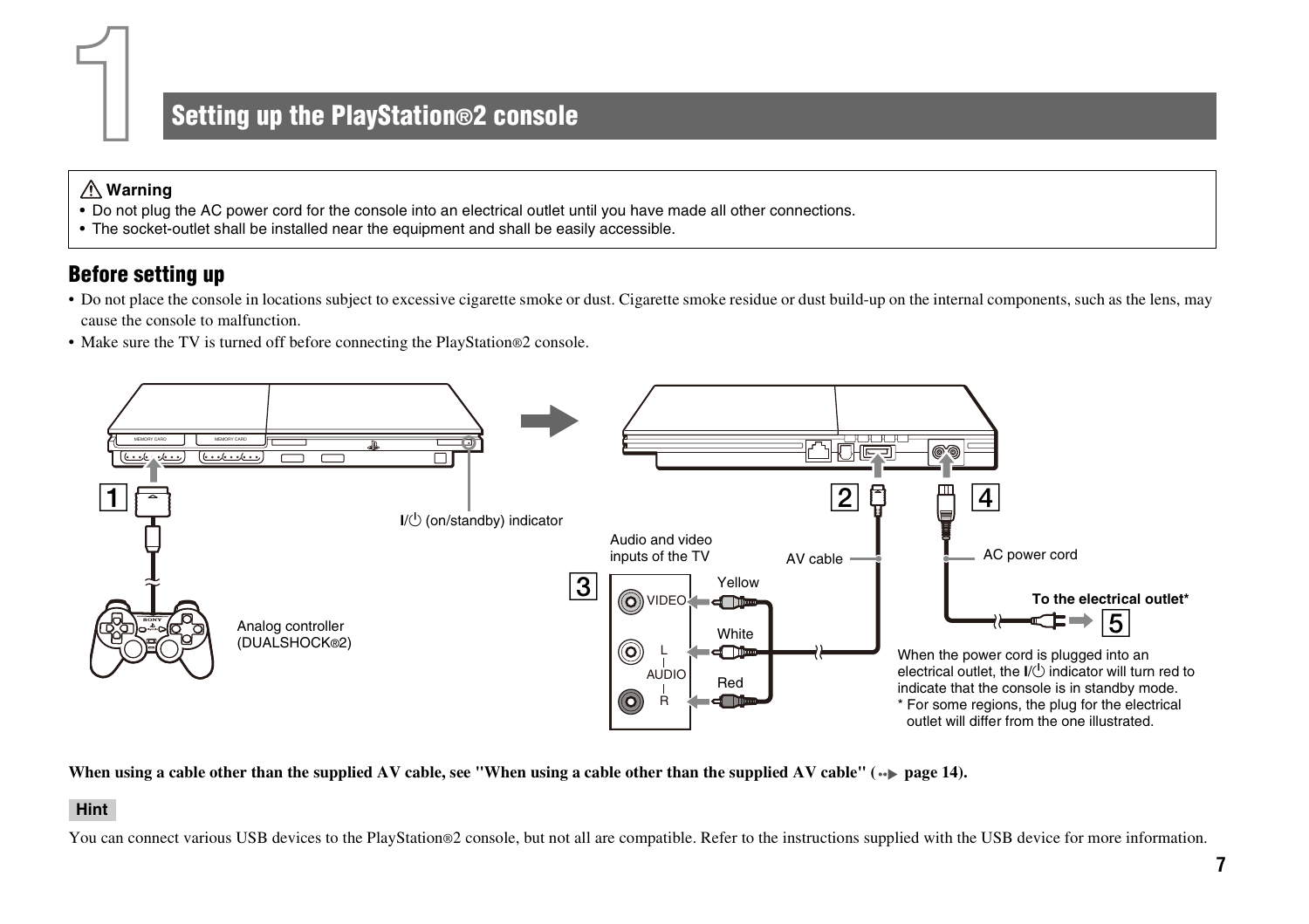# 1 Setting up the PlayStation®2 console

**⚠ Warning**

- Do not plug the AC power cord for the console into an electrical outlet until you have made all other connections.
- The socket-outlet shall be installed near the equipment and shall be easily accessible.

## Before setting up

- Do not place the console in locations subject to excessive cigarette smoke or dust. Cigarette smoke residue or dust build-up on the internal components, such as the lens, may cause the console to malfunction.
- Make sure the TV is turned off before connecting the PlayStation®2 console.

1 Analog controller (DUALSHOCK®2)

I/⏻ (on/standby) indicator

2 AV cable

3 Audio and video inputs of the TV: VIDEO – Yellow; L AUDIO – White; R AUDIO – Red

4 AC power cord

5 To the electrical outlet*

When the power cord is plugged into an electrical outlet, the I/⏻ indicator will turn red to indicate that the console is in standby mode.

\* For some regions, the plug for the electrical outlet will differ from the one illustrated.

**When using a cable other than the supplied AV cable, see "When using a cable other than the supplied AV cable" (→ page 14).**

**Hint**

You can connect various USB devices to the PlayStation®2 console, but not all are compatible. Refer to the instructions supplied with the USB device for more information.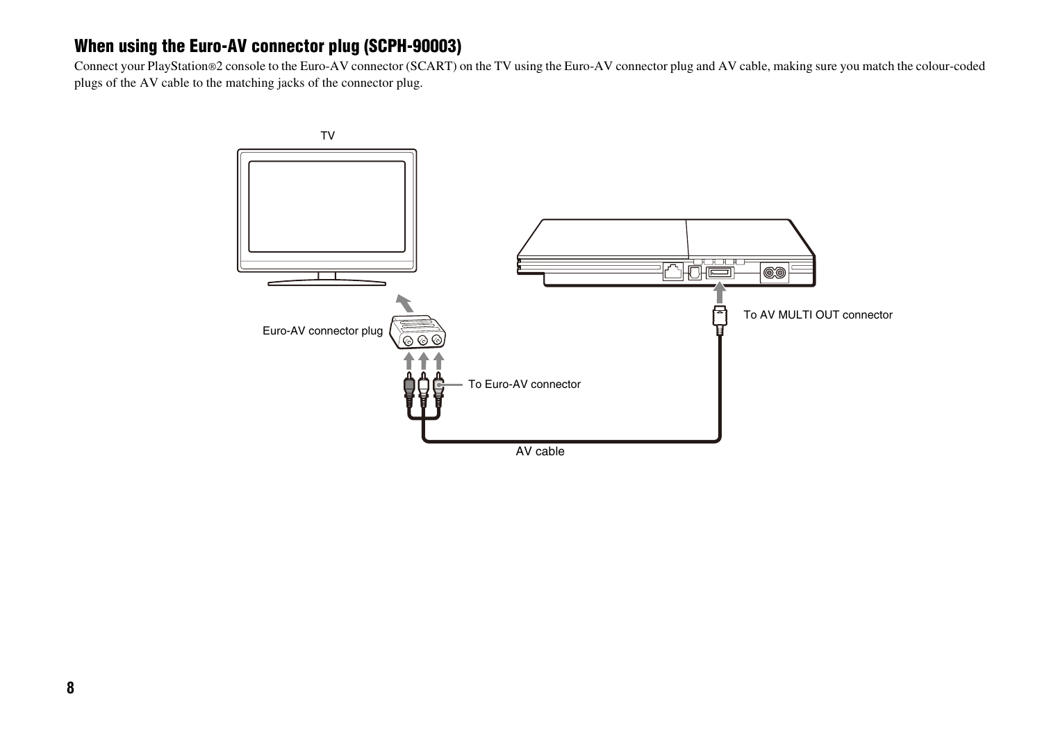### When using the Euro-AV connector plug (SCPH-90003)

Connect your PlayStation®2 console to the Euro-AV connector (SCART) on the TV using the Euro-AV connector plug and AV cable, making sure you match the colour-coded plugs of the AV cable to the matching jacks of the connector plug.

TV

Euro-AV connector plug

To Euro-AV connector

To AV MULTI OUT connector

AV cable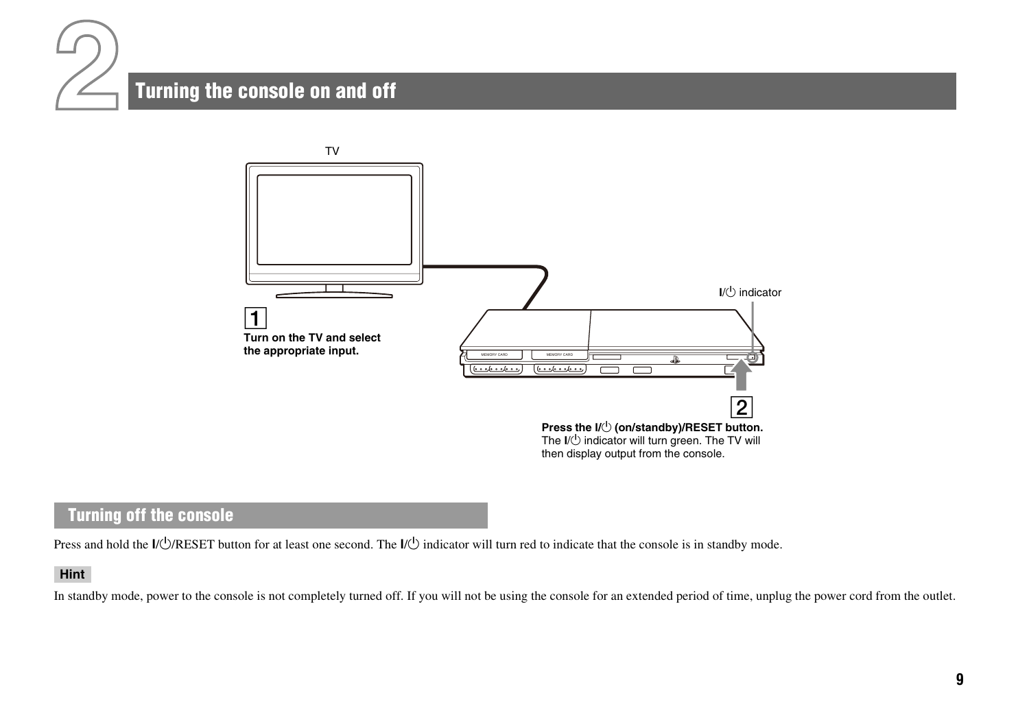# 2 Turning the console on and off

TV

1 **Turn on the TV and select the appropriate input.**

I/⏻ indicator

2 **Press the I/⏻ (on/standby)/RESET button.**
The I/⏻ indicator will turn green. The TV will then display output from the console.

## Turning off the console

Press and hold the I/⏻/RESET button for at least one second. The I/⏻ indicator will turn red to indicate that the console is in standby mode.

**Hint**

In standby mode, power to the console is not completely turned off. If you will not be using the console for an extended period of time, unplug the power cord from the outlet.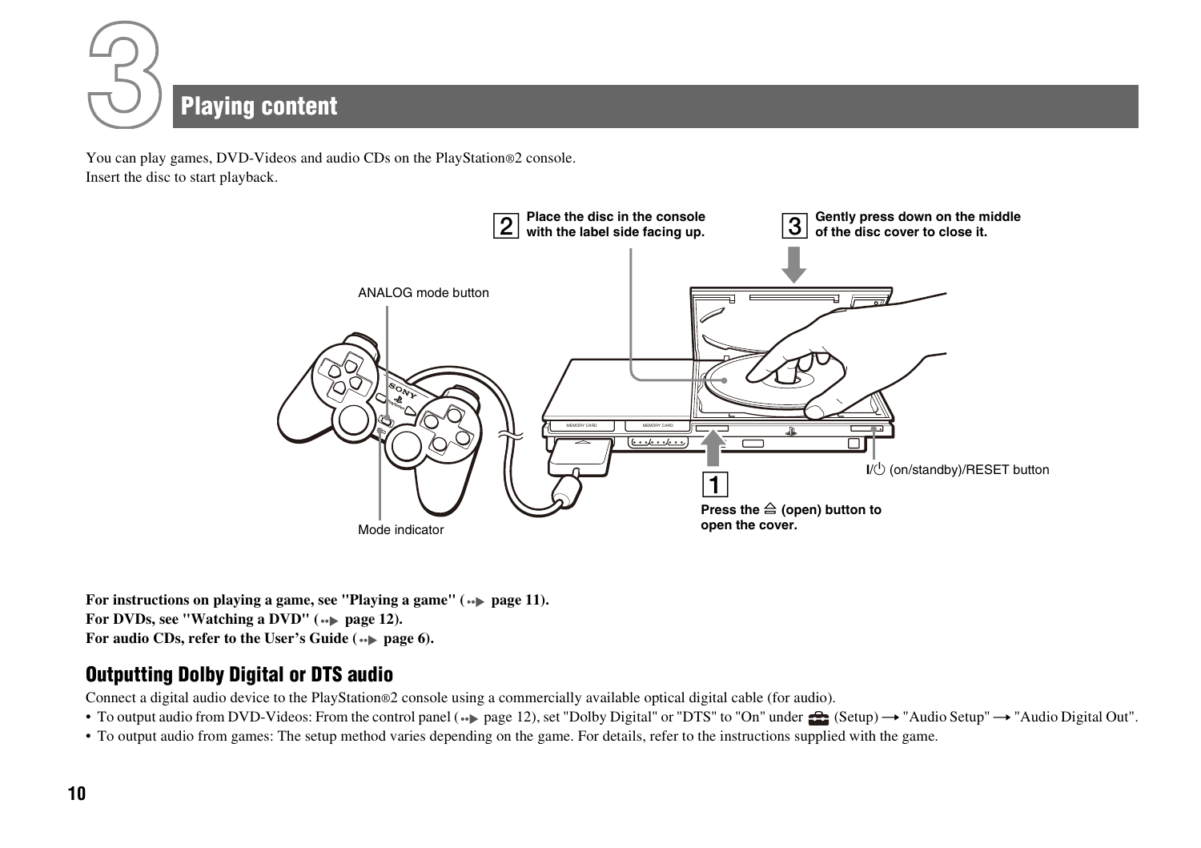# 3 Playing content

You can play games, DVD-Videos and audio CDs on the PlayStation®2 console.
Insert the disc to start playback.

ANALOG mode button

Mode indicator

1. **Press the ≜ (open) button to open the cover.**
2. **Place the disc in the console with the label side facing up.**
3. **Gently press down on the middle of the disc cover to close it.**

I/⏻ (on/standby)/RESET button

**For instructions on playing a game, see "Playing a game" (→ page 11).**
**For DVDs, see "Watching a DVD" (→ page 12).**
**For audio CDs, refer to the User's Guide (→ page 6).**

## Outputting Dolby Digital or DTS audio

Connect a digital audio device to the PlayStation®2 console using a commercially available optical digital cable (for audio).

- To output audio from DVD-Videos: From the control panel (→ page 12), set "Dolby Digital" or "DTS" to "On" under (Setup) → "Audio Setup" → "Audio Digital Out".
- To output audio from games: The setup method varies depending on the game. For details, refer to the instructions supplied with the game.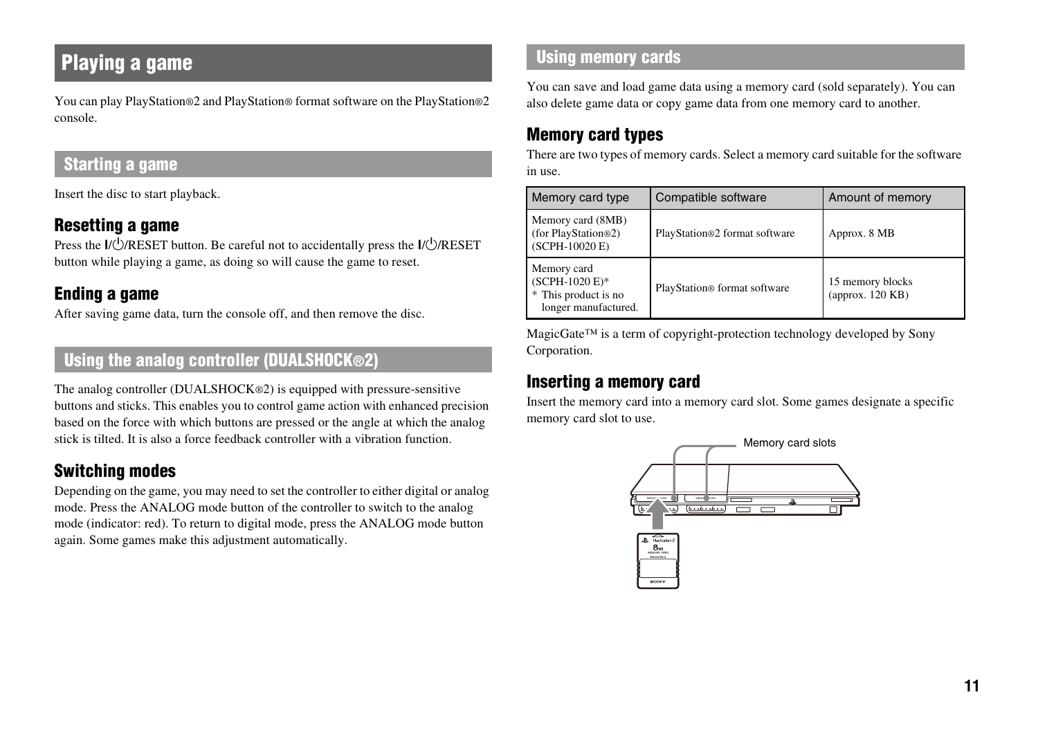# Playing a game

You can play PlayStation®2 and PlayStation® format software on the PlayStation®2 console.

## Starting a game

Insert the disc to start playback.

### Resetting a game

Press the I/⏻/RESET button. Be careful not to accidentally press the I/⏻/RESET button while playing a game, as doing so will cause the game to reset.

### Ending a game

After saving game data, turn the console off, and then remove the disc.

## Using the analog controller (DUALSHOCK®2)

The analog controller (DUALSHOCK®2) is equipped with pressure-sensitive buttons and sticks. This enables you to control game action with enhanced precision based on the force with which buttons are pressed or the angle at which the analog stick is tilted. It is also a force feedback controller with a vibration function.

### Switching modes

Depending on the game, you may need to set the controller to either digital or analog mode. Press the ANALOG mode button of the controller to switch to the analog mode (indicator: red). To return to digital mode, press the ANALOG mode button again. Some games make this adjustment automatically.

## Using memory cards

You can save and load game data using a memory card (sold separately). You can also delete game data or copy game data from one memory card to another.

### Memory card types

There are two types of memory cards. Select a memory card suitable for the software in use.

| Memory card type | Compatible software | Amount of memory |
|---|---|---|
| Memory card (8MB) (for PlayStation®2) (SCPH-10020 E) | PlayStation®2 format software | Approx. 8 MB |
| Memory card (SCPH-1020 E)* <br> * This product is no longer manufactured. | PlayStation® format software | 15 memory blocks (approx. 120 KB) |

MagicGate™ is a term of copyright-protection technology developed by Sony Corporation.

### Inserting a memory card

Insert the memory card into a memory card slot. Some games designate a specific memory card slot to use.

Memory card slots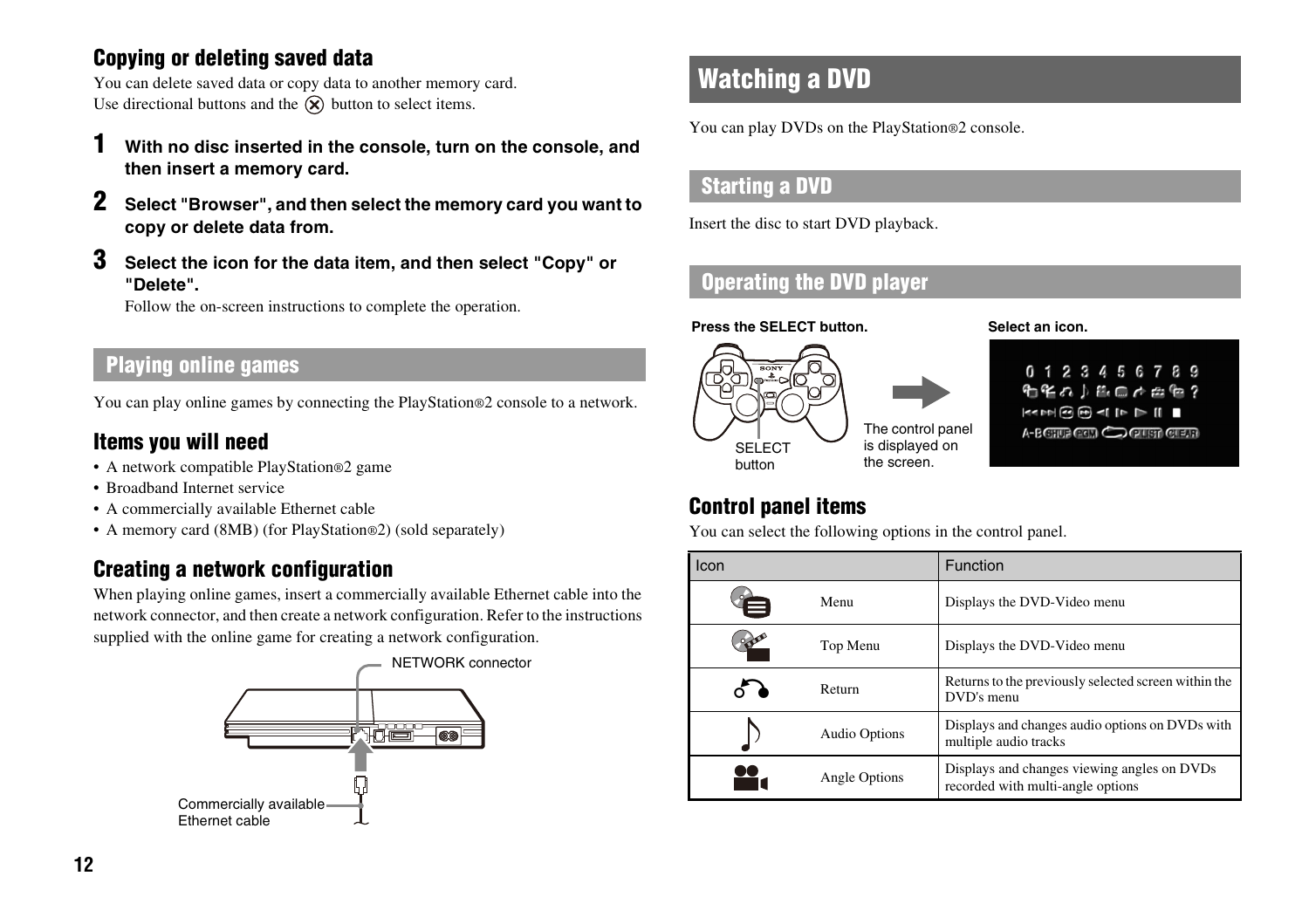## Copying or deleting saved data

You can delete saved data or copy data to another memory card.
Use directional buttons and the ✕ button to select items.

**1** **With no disc inserted in the console, turn on the console, and then insert a memory card.**

**2** **Select "Browser", and then select the memory card you want to copy or delete data from.**

**3** **Select the icon for the data item, and then select "Copy" or "Delete".**
Follow the on-screen instructions to complete the operation.

## Playing online games

You can play online games by connecting the PlayStation®2 console to a network.

### Items you will need

- A network compatible PlayStation®2 game
- Broadband Internet service
- A commercially available Ethernet cable
- A memory card (8MB) (for PlayStation®2) (sold separately)

### Creating a network configuration

When playing online games, insert a commercially available Ethernet cable into the network connector, and then create a network configuration. Refer to the instructions supplied with the online game for creating a network configuration.

NETWORK connector

Commercially available Ethernet cable

# Watching a DVD

You can play DVDs on the PlayStation®2 console.

## Starting a DVD

Insert the disc to start DVD playback.

## Operating the DVD player

**Press the SELECT button.**

SELECT button

The control panel is displayed on the screen.

**Select an icon.**

### Control panel items

You can select the following options in the control panel.

| Icon | | Function |
|---|---|---|
| | Menu | Displays the DVD-Video menu |
| | Top Menu | Displays the DVD-Video menu |
| | Return | Returns to the previously selected screen within the DVD's menu |
| | Audio Options | Displays and changes audio options on DVDs with multiple audio tracks |
| | Angle Options | Displays and changes viewing angles on DVDs recorded with multi-angle options |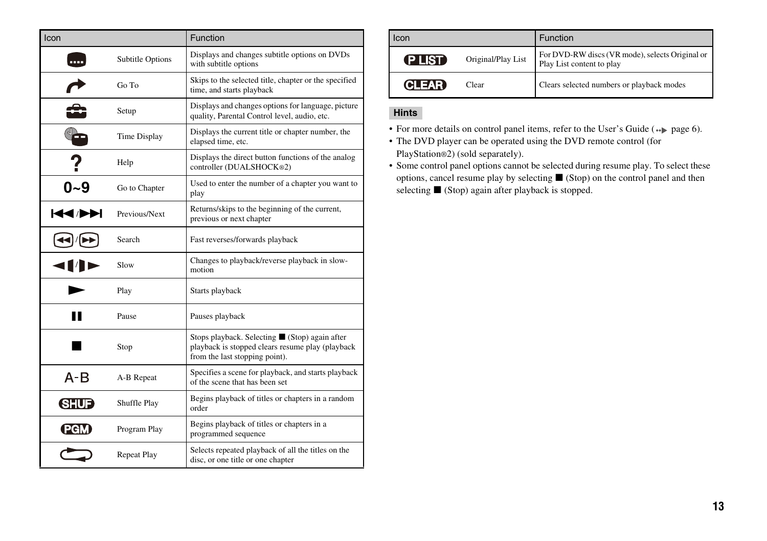| Icon | | Function |
|---|---|---|
| .... | Subtitle Options | Displays and changes subtitle options on DVDs with subtitle options |
| ↷ | Go To | Skips to the selected title, chapter or the specified time, and starts playback |
| | Setup | Displays and changes options for language, picture quality, Parental Control level, audio, etc. |
| | Time Display | Displays the current title or chapter number, the elapsed time, etc. |
| ? | Help | Displays the direct button functions of the analog controller (DUALSHOCK®2) |
| 0~9 | Go to Chapter | Used to enter the number of a chapter you want to play |
| ⏮/⏭ | Previous/Next | Returns/skips to the beginning of the current, previous or next chapter |
| ⏪/⏩ | Search | Fast reverses/forwards playback |
| ◀▌/▌▶ | Slow | Changes to playback/reverse playback in slow-motion |
| ▶ | Play | Starts playback |
| ❚❚ | Pause | Pauses playback |
| ■ | Stop | Stops playback. Selecting ■ (Stop) again after playback is stopped clears resume play (playback from the last stopping point). |
| A-B | A-B Repeat | Specifies a scene for playback, and starts playback of the scene that has been set |
| SHUF | Shuffle Play | Begins playback of titles or chapters in a random order |
| PGM | Program Play | Begins playback of titles or chapters in a programmed sequence |
| ⟲ | Repeat Play | Selects repeated playback of all the titles on the disc, or one title or one chapter |
| P LIST | Original/Play List | For DVD-RW discs (VR mode), selects Original or Play List content to play |
| CLEAR | Clear | Clears selected numbers or playback modes |

## Hints

- For more details on control panel items, refer to the User's Guide (→ page 6).
- The DVD player can be operated using the DVD remote control (for PlayStation®2) (sold separately).
- Some control panel options cannot be selected during resume play. To select these options, cancel resume play by selecting ■ (Stop) on the control panel and then selecting ■ (Stop) again after playback is stopped.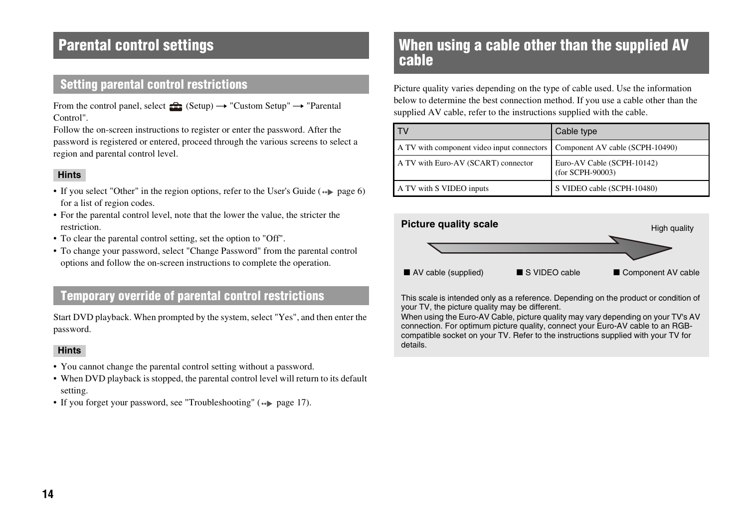# Parental control settings

## Setting parental control restrictions

From the control panel, select (Setup) → "Custom Setup" → "Parental Control".

Follow the on-screen instructions to register or enter the password. After the password is registered or entered, proceed through the various screens to select a region and parental control level.

**Hints**

- If you select "Other" in the region options, refer to the User's Guide (page 6) for a list of region codes.
- For the parental control level, note that the lower the value, the stricter the restriction.
- To clear the parental control setting, set the option to "Off".
- To change your password, select "Change Password" from the parental control options and follow the on-screen instructions to complete the operation.

## Temporary override of parental control restrictions

Start DVD playback. When prompted by the system, select "Yes", and then enter the password.

**Hints**

- You cannot change the parental control setting without a password.
- When DVD playback is stopped, the parental control level will return to its default setting.
- If you forget your password, see "Troubleshooting" (page 17).

# When using a cable other than the supplied AV cable

Picture quality varies depending on the type of cable used. Use the information below to determine the best connection method. If you use a cable other than the supplied AV cable, refer to the instructions supplied with the cable.

| TV | Cable type |
|---|---|
| A TV with component video input connectors | Component AV cable (SCPH-10490) |
| A TV with Euro-AV (SCART) connector | Euro-AV Cable (SCPH-10142) (for SCPH-90003) |
| A TV with S VIDEO inputs | S VIDEO cable (SCPH-10480) |

**Picture quality scale**

High quality

■ AV cable (supplied) ■ S VIDEO cable ■ Component AV cable

This scale is intended only as a reference. Depending on the product or condition of your TV, the picture quality may be different.

When using the Euro-AV Cable, picture quality may vary depending on your TV's AV connection. For optimum picture quality, connect your Euro-AV cable to an RGB-compatible socket on your TV. Refer to the instructions supplied with your TV for details.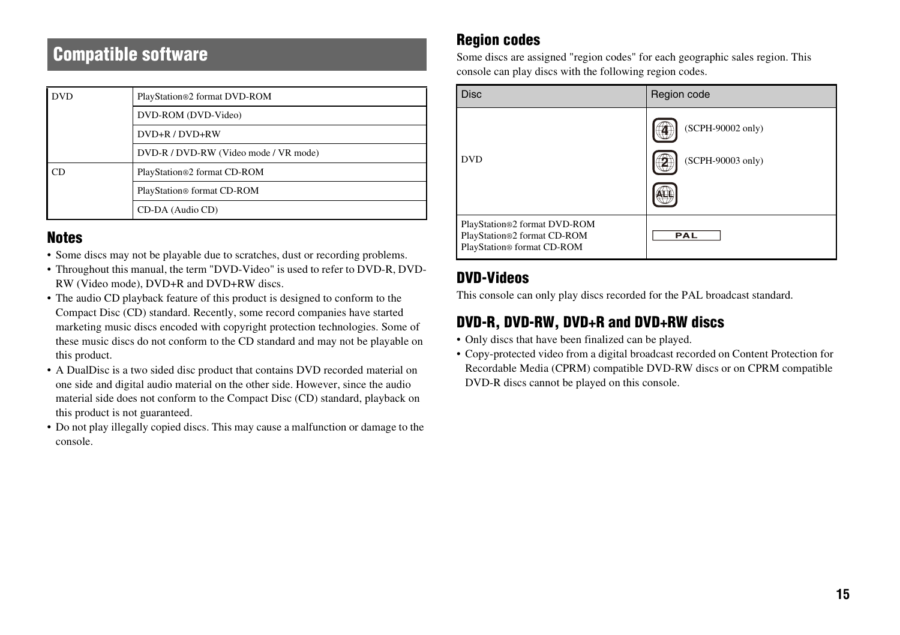# Compatible software

| DVD | PlayStation®2 format DVD-ROM |
|---|---|
| | DVD-ROM (DVD-Video) |
| | DVD+R / DVD+RW |
| | DVD-R / DVD-RW (Video mode / VR mode) |
| CD | PlayStation®2 format CD-ROM |
| | PlayStation® format CD-ROM |
| | CD-DA (Audio CD) |

## Notes

- Some discs may not be playable due to scratches, dust or recording problems.
- Throughout this manual, the term "DVD-Video" is used to refer to DVD-R, DVD-RW (Video mode), DVD+R and DVD+RW discs.
- The audio CD playback feature of this product is designed to conform to the Compact Disc (CD) standard. Recently, some record companies have started marketing music discs encoded with copyright protection technologies. Some of these music discs do not conform to the CD standard and may not be playable on this product.
- A DualDisc is a two sided disc product that contains DVD recorded material on one side and digital audio material on the other side. However, since the audio material side does not conform to the Compact Disc (CD) standard, playback on this product is not guaranteed.
- Do not play illegally copied discs. This may cause a malfunction or damage to the console.

## Region codes

Some discs are assigned "region codes" for each geographic sales region. This console can play discs with the following region codes.

| Disc | Region code |
|---|---|
| DVD | 4 (SCPH-90002 only)<br>2 (SCPH-90003 only)<br>ALL |
| PlayStation®2 format DVD-ROM<br>PlayStation®2 format CD-ROM<br>PlayStation® format CD-ROM | PAL |

## DVD-Videos

This console can only play discs recorded for the PAL broadcast standard.

## DVD-R, DVD-RW, DVD+R and DVD+RW discs

- Only discs that have been finalized can be played.
- Copy-protected video from a digital broadcast recorded on Content Protection for Recordable Media (CPRM) compatible DVD-RW discs or on CPRM compatible DVD-R discs cannot be played on this console.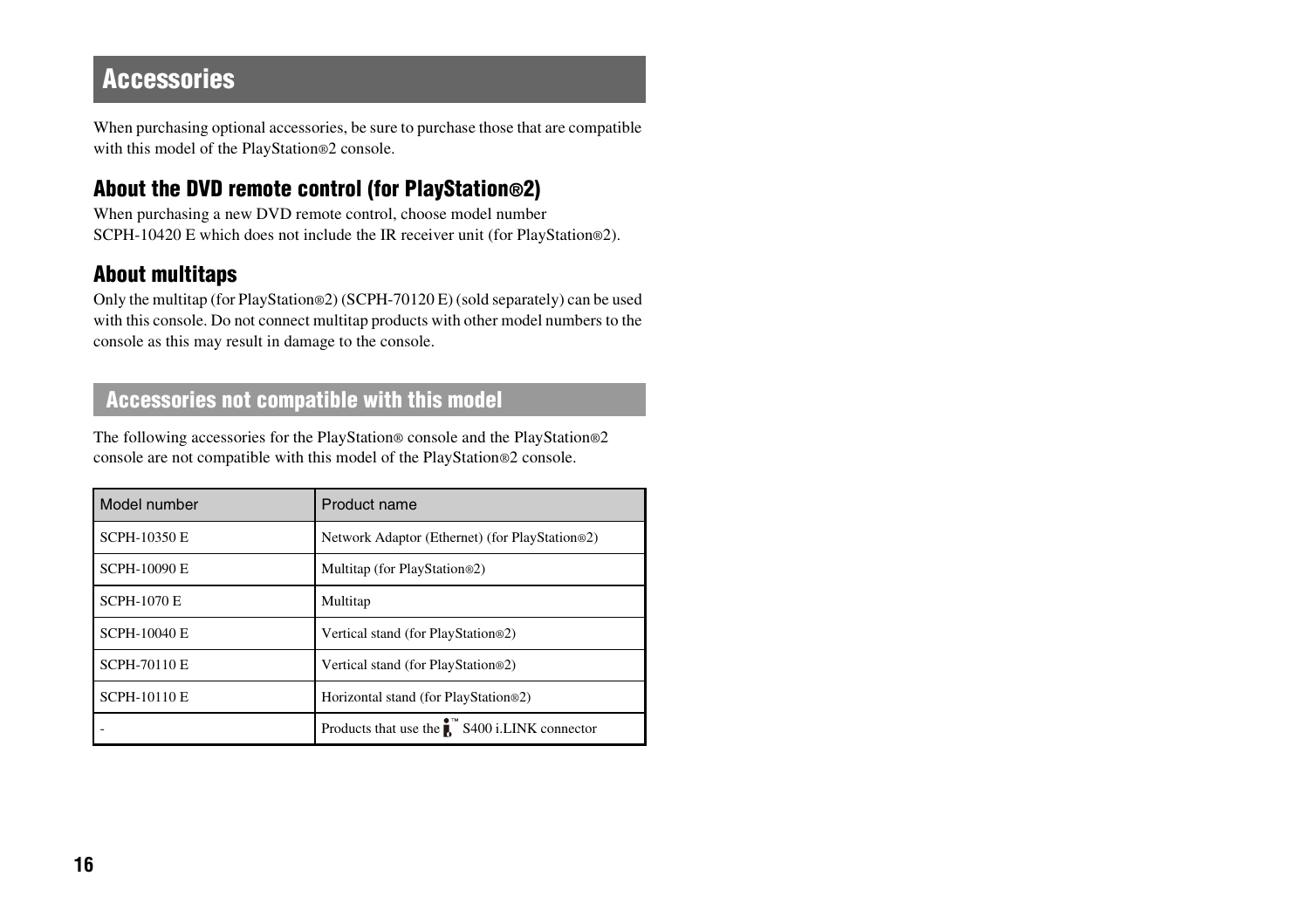# Accessories

When purchasing optional accessories, be sure to purchase those that are compatible with this model of the PlayStation®2 console.

## About the DVD remote control (for PlayStation®2)

When purchasing a new DVD remote control, choose model number SCPH-10420 E which does not include the IR receiver unit (for PlayStation®2).

## About multitaps

Only the multitap (for PlayStation®2) (SCPH-70120 E) (sold separately) can be used with this console. Do not connect multitap products with other model numbers to the console as this may result in damage to the console.

## Accessories not compatible with this model

The following accessories for the PlayStation® console and the PlayStation®2 console are not compatible with this model of the PlayStation®2 console.

| Model number | Product name |
|---|---|
| SCPH-10350 E | Network Adaptor (Ethernet) (for PlayStation®2) |
| SCPH-10090 E | Multitap (for PlayStation®2) |
| SCPH-1070 E | Multitap |
| SCPH-10040 E | Vertical stand (for PlayStation®2) |
| SCPH-70110 E | Vertical stand (for PlayStation®2) |
| SCPH-10110 E | Horizontal stand (for PlayStation®2) |
| - | Products that use the i™ S400 i.LINK connector |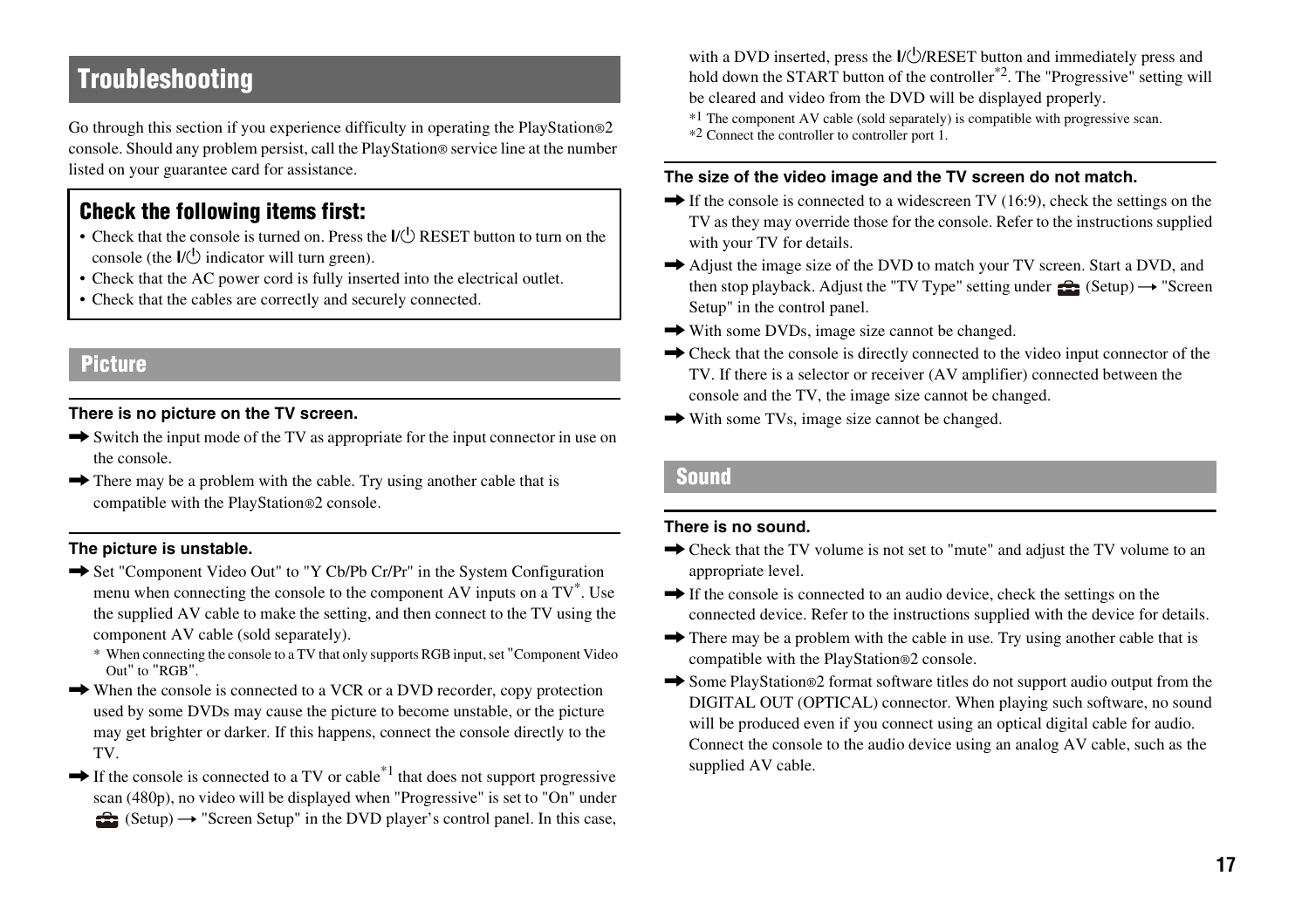# Troubleshooting

Go through this section if you experience difficulty in operating the PlayStation®2 console. Should any problem persist, call the PlayStation® service line at the number listed on your guarantee card for assistance.

## Check the following items first:

- Check that the console is turned on. Press the I/⏻ RESET button to turn on the console (the I/⏻ indicator will turn green).
- Check that the AC power cord is fully inserted into the electrical outlet.
- Check that the cables are correctly and securely connected.

## Picture

### There is no picture on the TV screen.

➡ Switch the input mode of the TV as appropriate for the input connector in use on the console.

➡ There may be a problem with the cable. Try using another cable that is compatible with the PlayStation®2 console.

### The picture is unstable.

➡ Set "Component Video Out" to "Y Cb/Pb Cr/Pr" in the System Configuration menu when connecting the console to the component AV inputs on a TV*. Use the supplied AV cable to make the setting, and then connect to the TV using the component AV cable (sold separately).

\* When connecting the console to a TV that only supports RGB input, set "Component Video Out" to "RGB".

➡ When the console is connected to a VCR or a DVD recorder, copy protection used by some DVDs may cause the picture to become unstable, or the picture may get brighter or darker. If this happens, connect the console directly to the TV.

➡ If the console is connected to a TV or cable*1 that does not support progressive scan (480p), no video will be displayed when "Progressive" is set to "On" under (Setup) → "Screen Setup" in the DVD player's control panel. In this case, with a DVD inserted, press the I/⏻/RESET button and immediately press and hold down the START button of the controller*2. The "Progressive" setting will be cleared and video from the DVD will be displayed properly.

*1 The component AV cable (sold separately) is compatible with progressive scan.
*2 Connect the controller to controller port 1.

### The size of the video image and the TV screen do not match.

➡ If the console is connected to a widescreen TV (16:9), check the settings on the TV as they may override those for the console. Refer to the instructions supplied with your TV for details.

➡ Adjust the image size of the DVD to match your TV screen. Start a DVD, and then stop playback. Adjust the "TV Type" setting under (Setup) → "Screen Setup" in the control panel.

➡ With some DVDs, image size cannot be changed.

➡ Check that the console is directly connected to the video input connector of the TV. If there is a selector or receiver (AV amplifier) connected between the console and the TV, the image size cannot be changed.

➡ With some TVs, image size cannot be changed.

## Sound

### There is no sound.

➡ Check that the TV volume is not set to "mute" and adjust the TV volume to an appropriate level.

➡ If the console is connected to an audio device, check the settings on the connected device. Refer to the instructions supplied with the device for details.

➡ There may be a problem with the cable in use. Try using another cable that is compatible with the PlayStation®2 console.

➡ Some PlayStation®2 format software titles do not support audio output from the DIGITAL OUT (OPTICAL) connector. When playing such software, no sound will be produced even if you connect using an optical digital cable for audio. Connect the console to the audio device using an analog AV cable, such as the supplied AV cable.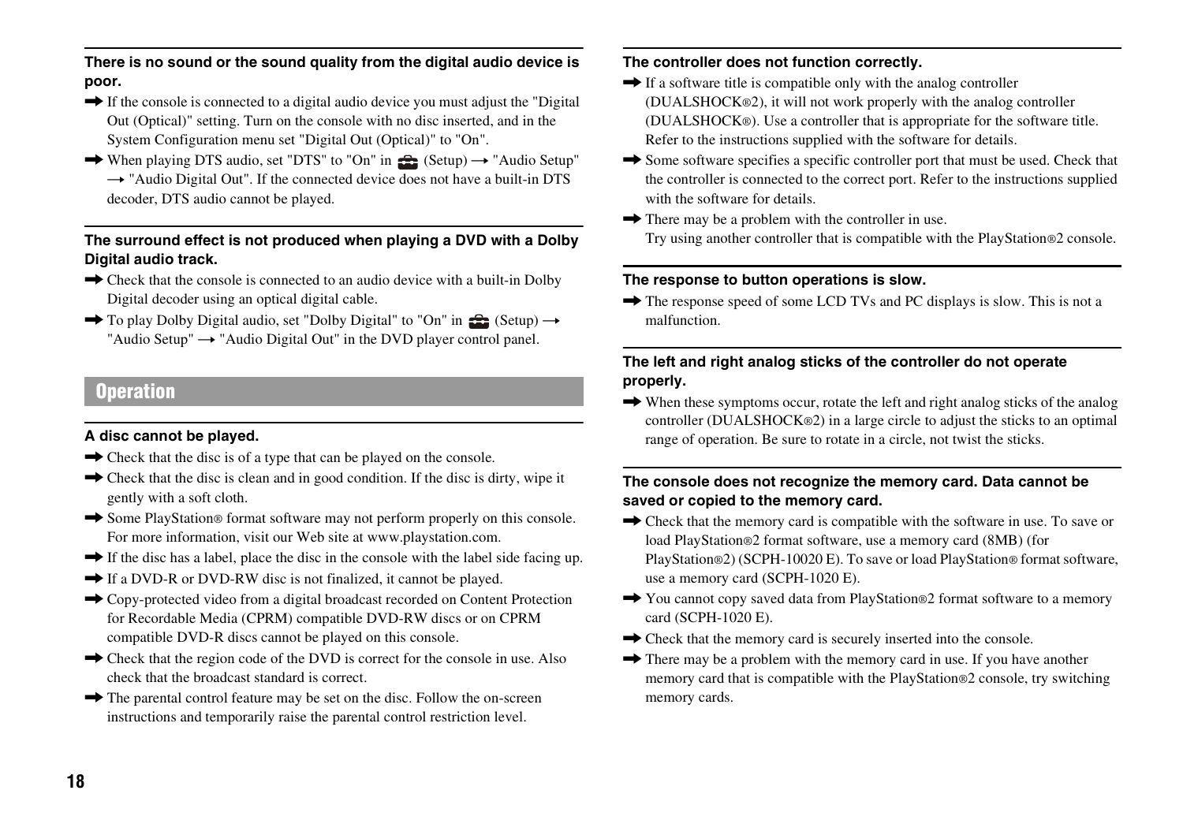**There is no sound or the sound quality from the digital audio device is poor.**

➡ If the console is connected to a digital audio device you must adjust the "Digital Out (Optical)" setting. Turn on the console with no disc inserted, and in the System Configuration menu set "Digital Out (Optical)" to "On".

➡ When playing DTS audio, set "DTS" to "On" in (Setup) → "Audio Setup" → "Audio Digital Out". If the connected device does not have a built-in DTS decoder, DTS audio cannot be played.

**The surround effect is not produced when playing a DVD with a Dolby Digital audio track.**

➡ Check that the console is connected to an audio device with a built-in Dolby Digital decoder using an optical digital cable.

➡ To play Dolby Digital audio, set "Dolby Digital" to "On" in (Setup) → "Audio Setup" → "Audio Digital Out" in the DVD player control panel.

## Operation

**A disc cannot be played.**

➡ Check that the disc is of a type that can be played on the console.

➡ Check that the disc is clean and in good condition. If the disc is dirty, wipe it gently with a soft cloth.

➡ Some PlayStation® format software may not perform properly on this console. For more information, visit our Web site at www.playstation.com.

➡ If the disc has a label, place the disc in the console with the label side facing up.

➡ If a DVD-R or DVD-RW disc is not finalized, it cannot be played.

➡ Copy-protected video from a digital broadcast recorded on Content Protection for Recordable Media (CPRM) compatible DVD-RW discs or on CPRM compatible DVD-R discs cannot be played on this console.

➡ Check that the region code of the DVD is correct for the console in use. Also check that the broadcast standard is correct.

➡ The parental control feature may be set on the disc. Follow the on-screen instructions and temporarily raise the parental control restriction level.

**The controller does not function correctly.**

➡ If a software title is compatible only with the analog controller (DUALSHOCK®2), it will not work properly with the analog controller (DUALSHOCK®). Use a controller that is appropriate for the software title. Refer to the instructions supplied with the software for details.

➡ Some software specifies a specific controller port that must be used. Check that the controller is connected to the correct port. Refer to the instructions supplied with the software for details.

➡ There may be a problem with the controller in use.
Try using another controller that is compatible with the PlayStation®2 console.

**The response to button operations is slow.**

➡ The response speed of some LCD TVs and PC displays is slow. This is not a malfunction.

**The left and right analog sticks of the controller do not operate properly.**

➡ When these symptoms occur, rotate the left and right analog sticks of the analog controller (DUALSHOCK®2) in a large circle to adjust the sticks to an optimal range of operation. Be sure to rotate in a circle, not twist the sticks.

**The console does not recognize the memory card. Data cannot be saved or copied to the memory card.**

➡ Check that the memory card is compatible with the software in use. To save or load PlayStation®2 format software, use a memory card (8MB) (for PlayStation®2) (SCPH-10020 E). To save or load PlayStation® format software, use a memory card (SCPH-1020 E).

➡ You cannot copy saved data from PlayStation®2 format software to a memory card (SCPH-1020 E).

➡ Check that the memory card is securely inserted into the console.

➡ There may be a problem with the memory card in use. If you have another memory card that is compatible with the PlayStation®2 console, try switching memory cards.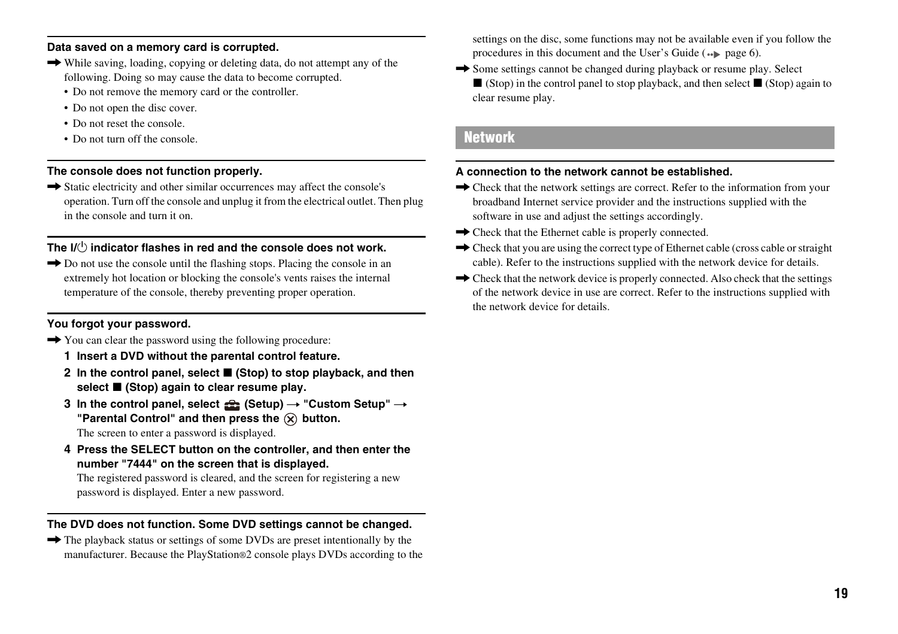#### Data saved on a memory card is corrupted.

➡ While saving, loading, copying or deleting data, do not attempt any of the following. Doing so may cause the data to become corrupted.

- Do not remove the memory card or the controller.
- Do not open the disc cover.
- Do not reset the console.
- Do not turn off the console.

#### The console does not function properly.

➡ Static electricity and other similar occurrences may affect the console's operation. Turn off the console and unplug it from the electrical outlet. Then plug in the console and turn it on.

#### The I/⏻ indicator flashes in red and the console does not work.

➡ Do not use the console until the flashing stops. Placing the console in an extremely hot location or blocking the console's vents raises the internal temperature of the console, thereby preventing proper operation.

#### You forgot your password.

➡ You can clear the password using the following procedure:

1. **Insert a DVD without the parental control feature.**
2. **In the control panel, select ■ (Stop) to stop playback, and then select ■ (Stop) again to clear resume play.**
3. **In the control panel, select (Setup) → "Custom Setup" → "Parental Control" and then press the ⊗ button.**
   The screen to enter a password is displayed.
4. **Press the SELECT button on the controller, and then enter the number "7444" on the screen that is displayed.**
   The registered password is cleared, and the screen for registering a new password is displayed. Enter a new password.

#### The DVD does not function. Some DVD settings cannot be changed.

➡ The playback status or settings of some DVDs are preset intentionally by the manufacturer. Because the PlayStation®2 console plays DVDs according to the settings on the disc, some functions may not be available even if you follow the procedures in this document and the User's Guide (page 6).

➡ Some settings cannot be changed during playback or resume play. Select ■ (Stop) in the control panel to stop playback, and then select ■ (Stop) again to clear resume play.

## Network

#### A connection to the network cannot be established.

➡ Check that the network settings are correct. Refer to the information from your broadband Internet service provider and the instructions supplied with the software in use and adjust the settings accordingly.

➡ Check that the Ethernet cable is properly connected.

➡ Check that you are using the correct type of Ethernet cable (cross cable or straight cable). Refer to the instructions supplied with the network device for details.

➡ Check that the network device is properly connected. Also check that the settings of the network device in use are correct. Refer to the instructions supplied with the network device for details.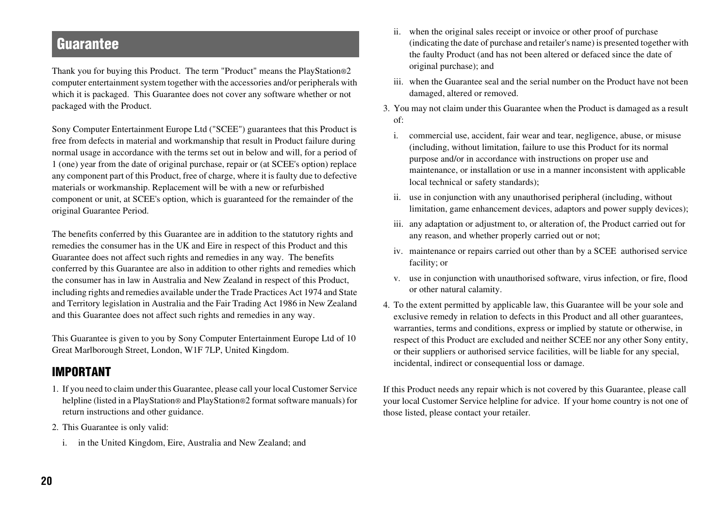## Guarantee

Thank you for buying this Product. The term "Product" means the PlayStation®2 computer entertainment system together with the accessories and/or peripherals with which it is packaged. This Guarantee does not cover any software whether or not packaged with the Product.

Sony Computer Entertainment Europe Ltd ("SCEE") guarantees that this Product is free from defects in material and workmanship that result in Product failure during normal usage in accordance with the terms set out in below and will, for a period of 1 (one) year from the date of original purchase, repair or (at SCEE's option) replace any component part of this Product, free of charge, where it is faulty due to defective materials or workmanship. Replacement will be with a new or refurbished component or unit, at SCEE's option, which is guaranteed for the remainder of the original Guarantee Period.

The benefits conferred by this Guarantee are in addition to the statutory rights and remedies the consumer has in the UK and Eire in respect of this Product and this Guarantee does not affect such rights and remedies in any way. The benefits conferred by this Guarantee are also in addition to other rights and remedies which the consumer has in law in Australia and New Zealand in respect of this Product, including rights and remedies available under the Trade Practices Act 1974 and State and Territory legislation in Australia and the Fair Trading Act 1986 in New Zealand and this Guarantee does not affect such rights and remedies in any way.

This Guarantee is given to you by Sony Computer Entertainment Europe Ltd of 10 Great Marlborough Street, London, W1F 7LP, United Kingdom.

### IMPORTANT

1. If you need to claim under this Guarantee, please call your local Customer Service helpline (listed in a PlayStation® and PlayStation®2 format software manuals) for return instructions and other guidance.
2. This Guarantee is only valid:
   i. in the United Kingdom, Eire, Australia and New Zealand; and
   ii. when the original sales receipt or invoice or other proof of purchase (indicating the date of purchase and retailer's name) is presented together with the faulty Product (and has not been altered or defaced since the date of original purchase); and
   iii. when the Guarantee seal and the serial number on the Product have not been damaged, altered or removed.
3. You may not claim under this Guarantee when the Product is damaged as a result of:
   i. commercial use, accident, fair wear and tear, negligence, abuse, or misuse (including, without limitation, failure to use this Product for its normal purpose and/or in accordance with instructions on proper use and maintenance, or installation or use in a manner inconsistent with applicable local technical or safety standards);
   ii. use in conjunction with any unauthorised peripheral (including, without limitation, game enhancement devices, adaptors and power supply devices);
   iii. any adaptation or adjustment to, or alteration of, the Product carried out for any reason, and whether properly carried out or not;
   iv. maintenance or repairs carried out other than by a SCEE authorised service facility; or
   v. use in conjunction with unauthorised software, virus infection, or fire, flood or other natural calamity.
4. To the extent permitted by applicable law, this Guarantee will be your sole and exclusive remedy in relation to defects in this Product and all other guarantees, warranties, terms and conditions, express or implied by statute or otherwise, in respect of this Product are excluded and neither SCEE nor any other Sony entity, or their suppliers or authorised service facilities, will be liable for any special, incidental, indirect or consequential loss or damage.

If this Product needs any repair which is not covered by this Guarantee, please call your local Customer Service helpline for advice. If your home country is not one of those listed, please contact your retailer.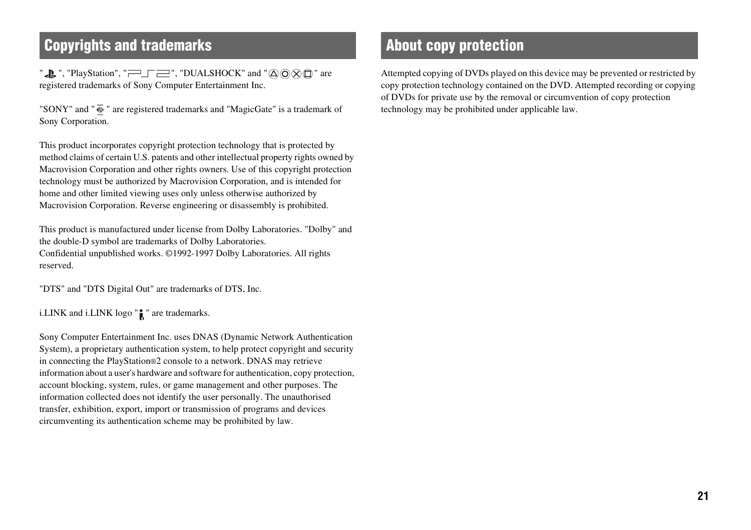## Copyrights and trademarks

"", "PlayStation", "", "DUALSHOCK" and "" are registered trademarks of Sony Computer Entertainment Inc.

"SONY" and "" are registered trademarks and "MagicGate" is a trademark of Sony Corporation.

This product incorporates copyright protection technology that is protected by method claims of certain U.S. patents and other intellectual property rights owned by Macrovision Corporation and other rights owners. Use of this copyright protection technology must be authorized by Macrovision Corporation, and is intended for home and other limited viewing uses only unless otherwise authorized by Macrovision Corporation. Reverse engineering or disassembly is prohibited.

This product is manufactured under license from Dolby Laboratories. "Dolby" and the double-D symbol are trademarks of Dolby Laboratories.
Confidential unpublished works. ©1992-1997 Dolby Laboratories. All rights reserved.

"DTS" and "DTS Digital Out" are trademarks of DTS, Inc.

i.LINK and i.LINK logo "" are trademarks.

Sony Computer Entertainment Inc. uses DNAS (Dynamic Network Authentication System), a proprietary authentication system, to help protect copyright and security in connecting the PlayStation®2 console to a network. DNAS may retrieve information about a user's hardware and software for authentication, copy protection, account blocking, system, rules, or game management and other purposes. The information collected does not identify the user personally. The unauthorised transfer, exhibition, export, import or transmission of programs and devices circumventing its authentication scheme may be prohibited by law.

## About copy protection

Attempted copying of DVDs played on this device may be prevented or restricted by copy protection technology contained on the DVD. Attempted recording or copying of DVDs for private use by the removal or circumvention of copy protection technology may be prohibited under applicable law.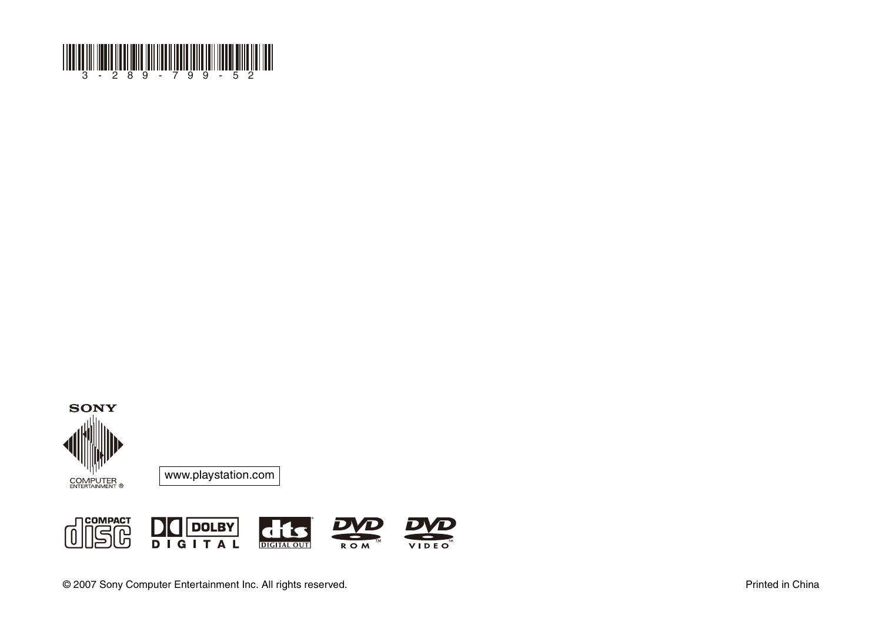3-289-799-52

SONY

COMPUTER ENTERTAINMENT ®

www.playstation.com

COMPACT disc

DOLBY DIGITAL

dts DIGITAL OUT

DVD ROM

DVD VIDEO

© 2007 Sony Computer Entertainment Inc. All rights reserved.

Printed in China